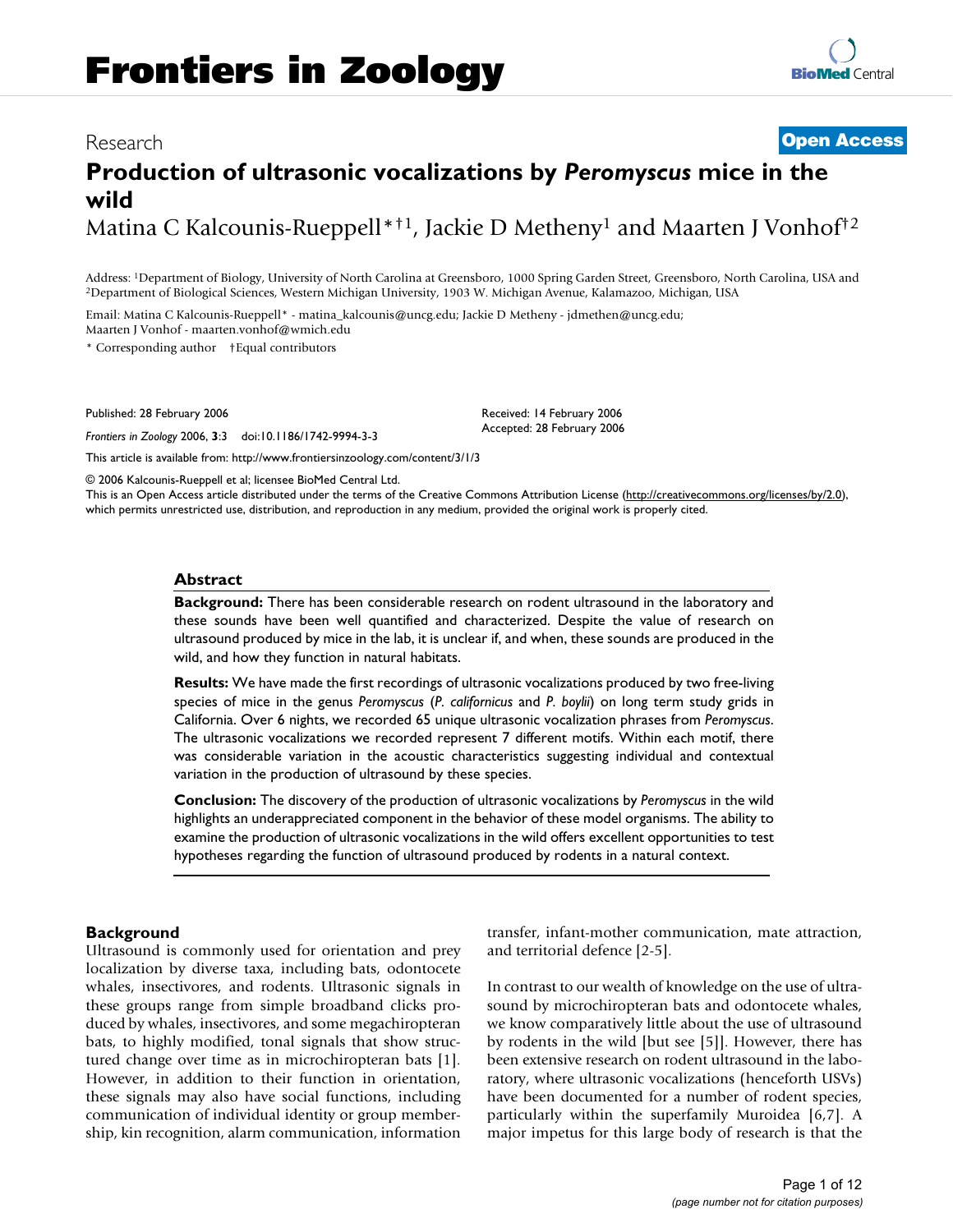# Frontiers in Zoology

Research

**Open Access**

# Production of ultrasonic vocalizations by *Peromyscus* mice in the wild

Matina C Kalcounis-Rueppell*†[1], Jackie D Metheny[1] and Maarten J Vonhof†[2]

Address: [1]Department of Biology, University of North Carolina at Greensboro, 1000 Spring Garden Street, Greensboro, North Carolina, USA and [2]Department of Biological Sciences, Western Michigan University, 1903 W. Michigan Avenue, Kalamazoo, Michigan, USA

Email: Matina C Kalcounis-Rueppell* - matina_kalcounis@uncg.edu; Jackie D Metheny - jdmethen@uncg.edu; Maarten J Vonhof - maarten.vonhof@wmich.edu

\* Corresponding author †Equal contributors

Published: 28 February 2006

*Frontiers in Zoology* 2006, **3**:3 doi:10.1186/1742-9994-3-3

Received: 14 February 2006
Accepted: 28 February 2006

This article is available from: http://www.frontiersinzoology.com/content/3/1/3

© 2006 Kalcounis-Rueppell et al; licensee BioMed Central Ltd.
This is an Open Access article distributed under the terms of the Creative Commons Attribution License (http://creativecommons.org/licenses/by/2.0), which permits unrestricted use, distribution, and reproduction in any medium, provided the original work is properly cited.

## Abstract

**Background:** There has been considerable research on rodent ultrasound in the laboratory and these sounds have been well quantified and characterized. Despite the value of research on ultrasound produced by mice in the lab, it is unclear if, and when, these sounds are produced in the wild, and how they function in natural habitats.

**Results:** We have made the first recordings of ultrasonic vocalizations produced by two free-living species of mice in the genus *Peromyscus* (*P. californicus* and *P. boylii*) on long term study grids in California. Over 6 nights, we recorded 65 unique ultrasonic vocalization phrases from *Peromyscus*. The ultrasonic vocalizations we recorded represent 7 different motifs. Within each motif, there was considerable variation in the acoustic characteristics suggesting individual and contextual variation in the production of ultrasound by these species.

**Conclusion:** The discovery of the production of ultrasonic vocalizations by *Peromyscus* in the wild highlights an underappreciated component in the behavior of these model organisms. The ability to examine the production of ultrasonic vocalizations in the wild offers excellent opportunities to test hypotheses regarding the function of ultrasound produced by rodents in a natural context.

## Background

Ultrasound is commonly used for orientation and prey localization by diverse taxa, including bats, odontocete whales, insectivores, and rodents. Ultrasonic signals in these groups range from simple broadband clicks produced by whales, insectivores, and some megachiropteran bats, to highly modified, tonal signals that show structured change over time as in microchiropteran bats [1]. However, in addition to their function in orientation, these signals may also have social functions, including communication of individual identity or group membership, kin recognition, alarm communication, information transfer, infant-mother communication, mate attraction, and territorial defence [2-5].

In contrast to our wealth of knowledge on the use of ultrasound by microchiropteran bats and odontocete whales, we know comparatively little about the use of ultrasound by rodents in the wild [but see [5]]. However, there has been extensive research on rodent ultrasound in the laboratory, where ultrasonic vocalizations (henceforth USVs) have been documented for a number of rodent species, particularly within the superfamily Muroidea [6,7]. A major impetus for this large body of research is that the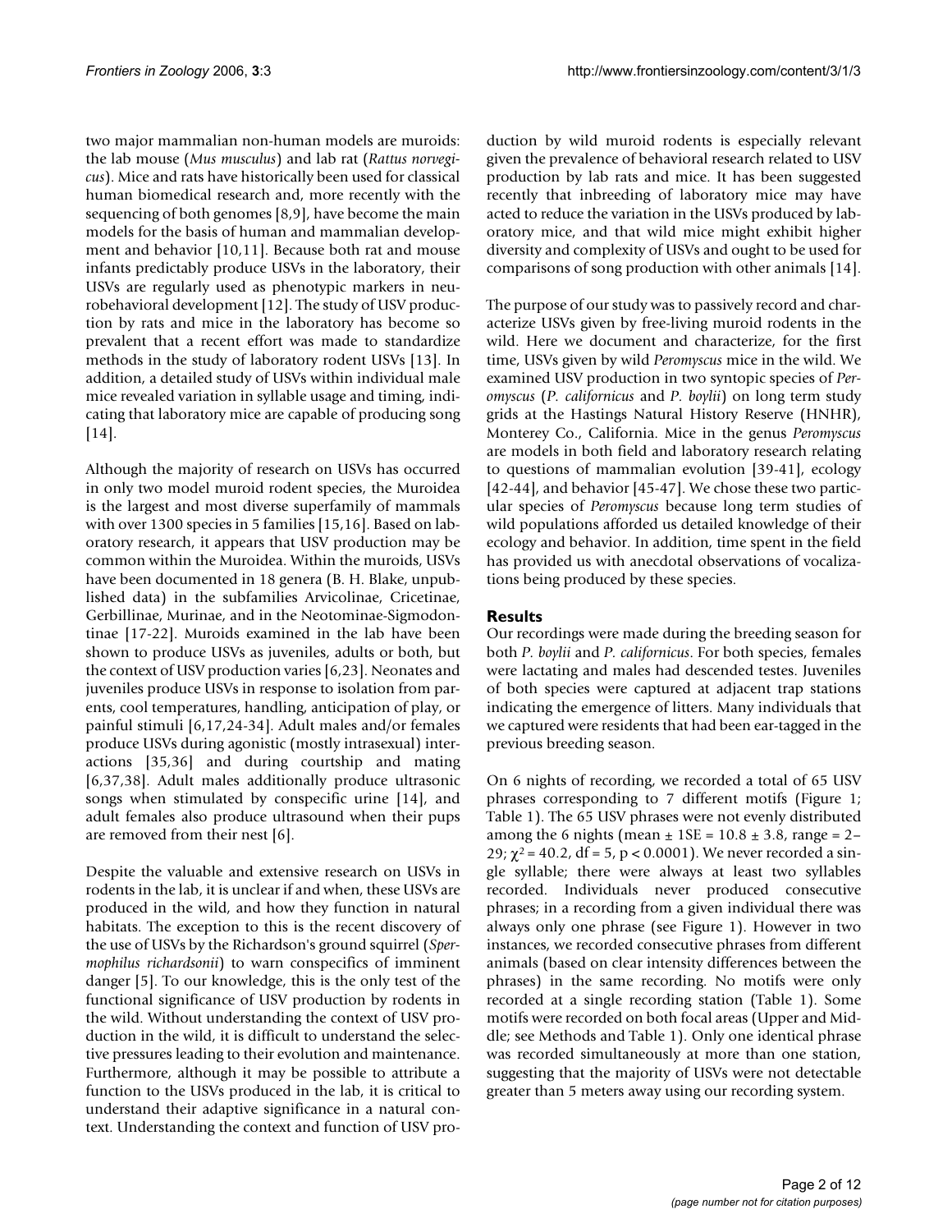two major mammalian non-human models are muroids: the lab mouse (*Mus musculus*) and lab rat (*Rattus norvegicus*). Mice and rats have historically been used for classical human biomedical research and, more recently with the sequencing of both genomes [8,9], have become the main models for the basis of human and mammalian development and behavior [10,11]. Because both rat and mouse infants predictably produce USVs in the laboratory, their USVs are regularly used as phenotypic markers in neurobehavioral development [12]. The study of USV production by rats and mice in the laboratory has become so prevalent that a recent effort was made to standardize methods in the study of laboratory rodent USVs [13]. In addition, a detailed study of USVs within individual male mice revealed variation in syllable usage and timing, indicating that laboratory mice are capable of producing song [14].

Although the majority of research on USVs has occurred in only two model muroid rodent species, the Muroidea is the largest and most diverse superfamily of mammals with over 1300 species in 5 families [15,16]. Based on laboratory research, it appears that USV production may be common within the Muroidea. Within the muroids, USVs have been documented in 18 genera (B. H. Blake, unpublished data) in the subfamilies Arvicolinae, Cricetinae, Gerbillinae, Murinae, and in the Neotominae-Sigmodontinae [17-22]. Muroids examined in the lab have been shown to produce USVs as juveniles, adults or both, but the context of USV production varies [6,23]. Neonates and juveniles produce USVs in response to isolation from parents, cool temperatures, handling, anticipation of play, or painful stimuli [6,17,24-34]. Adult males and/or females produce USVs during agonistic (mostly intrasexual) interactions [35,36] and during courtship and mating [6,37,38]. Adult males additionally produce ultrasonic songs when stimulated by conspecific urine [14], and adult females also produce ultrasound when their pups are removed from their nest [6].

Despite the valuable and extensive research on USVs in rodents in the lab, it is unclear if and when, these USVs are produced in the wild, and how they function in natural habitats. The exception to this is the recent discovery of the use of USVs by the Richardson's ground squirrel (*Spermophilus richardsonii*) to warn conspecifics of imminent danger [5]. To our knowledge, this is the only test of the functional significance of USV production by rodents in the wild. Without understanding the context of USV production in the wild, it is difficult to understand the selective pressures leading to their evolution and maintenance. Furthermore, although it may be possible to attribute a function to the USVs produced in the lab, it is critical to understand their adaptive significance in a natural context. Understanding the context and function of USV production by wild muroid rodents is especially relevant given the prevalence of behavioral research related to USV production by lab rats and mice. It has been suggested recently that inbreeding of laboratory mice may have acted to reduce the variation in the USVs produced by laboratory mice, and that wild mice might exhibit higher diversity and complexity of USVs and ought to be used for comparisons of song production with other animals [14].

The purpose of our study was to passively record and characterize USVs given by free-living muroid rodents in the wild. Here we document and characterize, for the first time, USVs given by wild *Peromyscus* mice in the wild. We examined USV production in two syntopic species of *Peromyscus* (*P. californicus* and *P. boylii*) on long term study grids at the Hastings Natural History Reserve (HNHR), Monterey Co., California. Mice in the genus *Peromyscus* are models in both field and laboratory research relating to questions of mammalian evolution [39-41], ecology [42-44], and behavior [45-47]. We chose these two particular species of *Peromyscus* because long term studies of wild populations afforded us detailed knowledge of their ecology and behavior. In addition, time spent in the field has provided us with anecdotal observations of vocalizations being produced by these species.

## Results

Our recordings were made during the breeding season for both *P. boylii* and *P. californicus*. For both species, females were lactating and males had descended testes. Juveniles of both species were captured at adjacent trap stations indicating the emergence of litters. Many individuals that we captured were residents that had been ear-tagged in the previous breeding season.

On 6 nights of recording, we recorded a total of 65 USV phrases corresponding to 7 different motifs (Figure 1; Table 1). The 65 USV phrases were not evenly distributed among the 6 nights (mean ± 1SE = 10.8 ± 3.8, range = 2–29; $\chi^2 = 40.2$, df = 5, $p < 0.0001$). We never recorded a single syllable; there were always at least two syllables recorded. Individuals never produced consecutive phrases; in a recording from a given individual there was always only one phrase (see Figure 1). However in two instances, we recorded consecutive phrases from different animals (based on clear intensity differences between the phrases) in the same recording. No motifs were only recorded at a single recording station (Table 1). Some motifs were recorded on both focal areas (Upper and Middle; see Methods and Table 1). Only one identical phrase was recorded simultaneously at more than one station, suggesting that the majority of USVs were not detectable greater than 5 meters away using our recording system.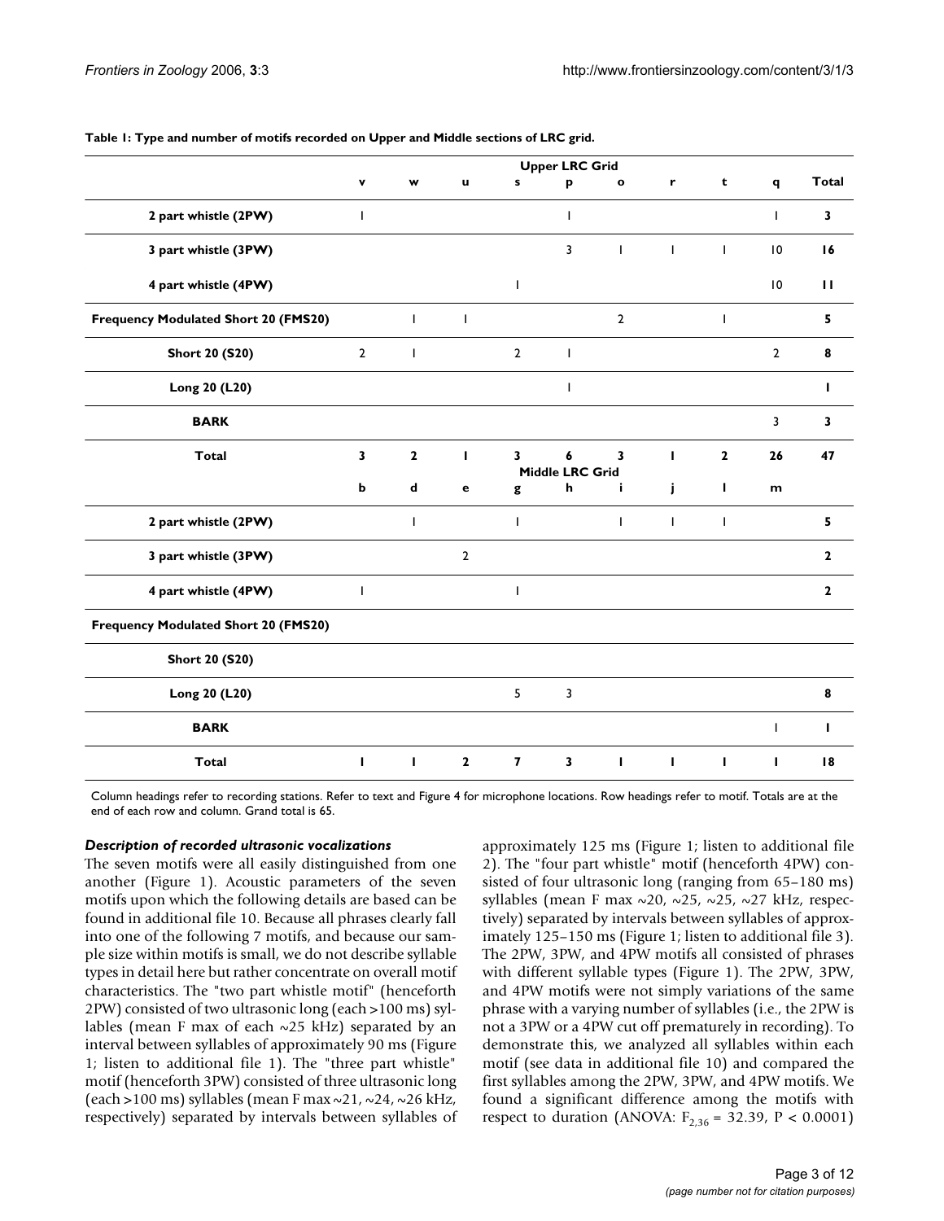**Table 1: Type and number of motifs recorded on Upper and Middle sections of LRC grid.**

| | Upper LRC Grid | | | | | | | | | |
|---|---|---|---|---|---|---|---|---|---|---|
| | v | w | u | s | p | o | r | t | q | Total |
| 2 part whistle (2PW) | 1 | | | | 1 | | | | 1 | 3 |
| 3 part whistle (3PW) | | | | | 3 | 1 | 1 | 1 | 10 | 16 |
| 4 part whistle (4PW) | | | | 1 | | | | | 10 | 11 |
| Frequency Modulated Short 20 (FMS20) | | 1 | 1 | | | 2 | | 1 | | 5 |
| Short 20 (S20) | 2 | 1 | | 2 | 1 | | | | 2 | 8 |
| Long 20 (L20) | | | | | 1 | | | | | 1 |
| BARK | | | | | | | | | 3 | 3 |
| Total | 3 | 2 | 1 | 3 | 6 | 3 | 1 | 2 | 26 | 47 |
| | Middle LRC Grid | | | | | | | | | |
| | b | d | e | g | h | i | j | l | m | |
| 2 part whistle (2PW) | | 1 | | 1 | | 1 | 1 | 1 | | 5 |
| 3 part whistle (3PW) | | | 2 | | | | | | | 2 |
| 4 part whistle (4PW) | 1 | | | 1 | | | | | | 2 |
| Frequency Modulated Short 20 (FMS20) | | | | | | | | | | |
| Short 20 (S20) | | | | | | | | | | |
| Long 20 (L20) | | | | 5 | 3 | | | | | 8 |
| BARK | | | | | | | | | 1 | 1 |
| Total | 1 | 1 | 2 | 7 | 3 | 1 | 1 | 1 | 1 | 18 |

Column headings refer to recording stations. Refer to text and Figure 4 for microphone locations. Row headings refer to motif. Totals are at the end of each row and column. Grand total is 65.

### *Description of recorded ultrasonic vocalizations*

The seven motifs were all easily distinguished from one another (Figure 1). Acoustic parameters of the seven motifs upon which the following details are based can be found in additional file 10. Because all phrases clearly fall into one of the following 7 motifs, and because our sample size within motifs is small, we do not describe syllable types in detail here but rather concentrate on overall motif characteristics. The "two part whistle motif" (henceforth 2PW) consisted of two ultrasonic long (each >100 ms) syllables (mean F max of each ~25 kHz) separated by an interval between syllables of approximately 90 ms (Figure 1; listen to additional file 1). The "three part whistle" motif (henceforth 3PW) consisted of three ultrasonic long (each >100 ms) syllables (mean F max ~21, ~24, ~26 kHz, respectively) separated by intervals between syllables of approximately 125 ms (Figure 1; listen to additional file 2). The "four part whistle" motif (henceforth 4PW) consisted of four ultrasonic long (ranging from 65–180 ms) syllables (mean F max ~20, ~25, ~25, ~27 kHz, respectively) separated by intervals between syllables of approximately 125–150 ms (Figure 1; listen to additional file 3). The 2PW, 3PW, and 4PW motifs all consisted of phrases with different syllable types (Figure 1). The 2PW, 3PW, and 4PW motifs were not simply variations of the same phrase with a varying number of syllables (i.e., the 2PW is not a 3PW or a 4PW cut off prematurely in recording). To demonstrate this, we analyzed all syllables within each motif (see data in additional file 10) and compared the first syllables among the 2PW, 3PW, and 4PW motifs. We found a significant difference among the motifs with respect to duration (ANOVA: $F_{2,36} = 32.39$, $P < 0.0001$)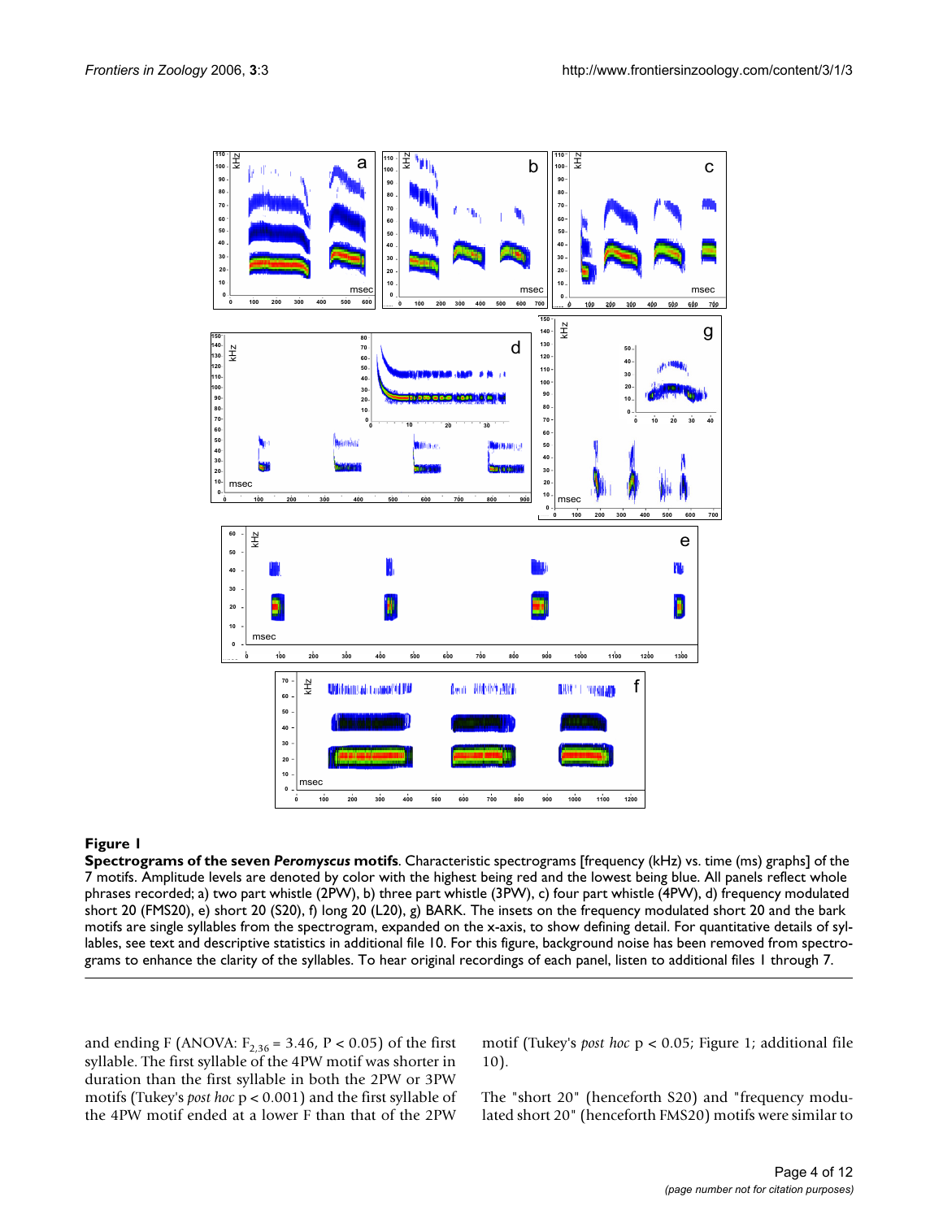**Figure 1**

**Spectrograms of the seven *Peromyscus* motifs**. Characteristic spectrograms [frequency (kHz) vs. time (ms) graphs] of the 7 motifs. Amplitude levels are denoted by color with the highest being red and the lowest being blue. All panels reflect whole phrases recorded; a) two part whistle (2PW), b) three part whistle (3PW), c) four part whistle (4PW), d) frequency modulated short 20 (FMS20), e) short 20 (S20), f) long 20 (L20), g) BARK. The insets on the frequency modulated short 20 and the bark motifs are single syllables from the spectrogram, expanded on the x-axis, to show defining detail. For quantitative details of syllables, see text and descriptive statistics in additional file 10. For this figure, background noise has been removed from spectrograms to enhance the clarity of the syllables. To hear original recordings of each panel, listen to additional files 1 through 7.

and ending F (ANOVA: $F_{2,36} = 3.46$, $P < 0.05$) of the first syllable. The first syllable of the 4PW motif was shorter in duration than the first syllable in both the 2PW or 3PW motifs (Tukey's *post hoc* $p < 0.001$) and the first syllable of the 4PW motif ended at a lower F than that of the 2PW motif (Tukey's *post hoc* $p < 0.05$; Figure 1; additional file 10).

The "short 20" (henceforth S20) and "frequency modulated short 20" (henceforth FMS20) motifs were similar to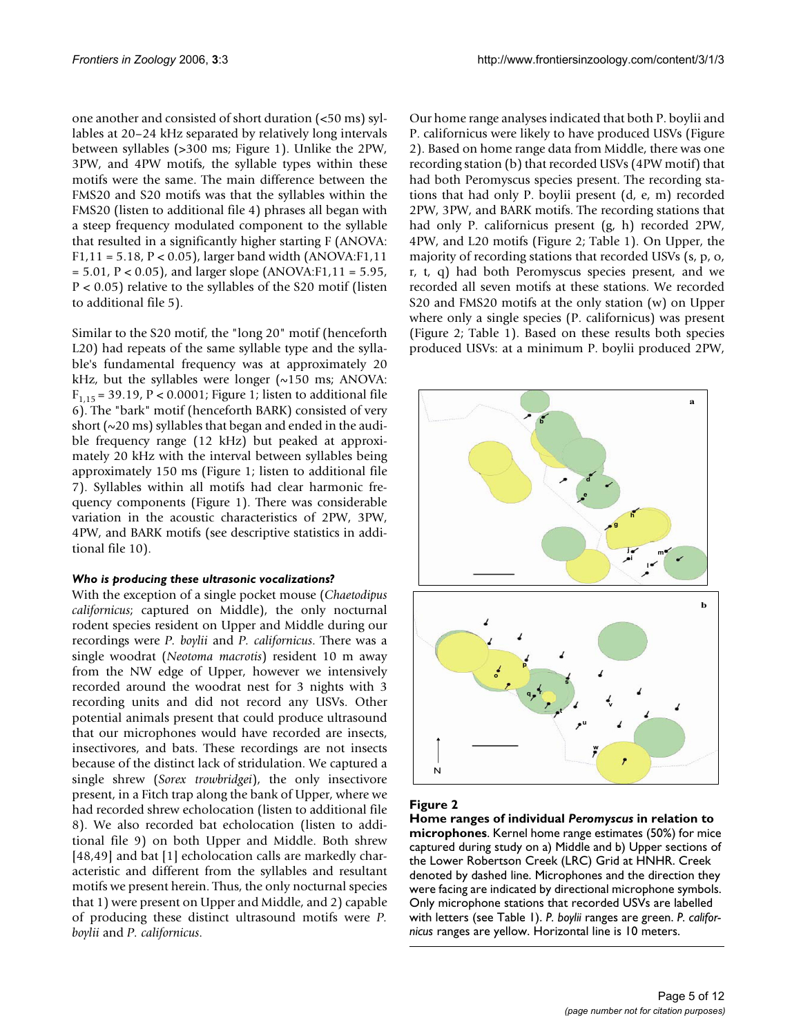one another and consisted of short duration (<50 ms) syllables at 20–24 kHz separated by relatively long intervals between syllables (>300 ms; Figure 1). Unlike the 2PW, 3PW, and 4PW motifs, the syllable types within these motifs were the same. The main difference between the FMS20 and S20 motifs was that the syllables within the FMS20 (listen to additional file 4) phrases all began with a steep frequency modulated component to the syllable that resulted in a significantly higher starting F (ANOVA: $F_{1,11} = 5.18$, $P < 0.05$), larger band width (ANOVA:$F_{1,11} = 5.01$, $P < 0.05$), and larger slope (ANOVA:$F_{1,11} = 5.95$, $P < 0.05$) relative to the syllables of the S20 motif (listen to additional file 5).

Similar to the S20 motif, the "long 20" motif (henceforth L20) had repeats of the same syllable type and the syllable's fundamental frequency was at approximately 20 kHz, but the syllables were longer (~150 ms; ANOVA: $F_{1,15} = 39.19$, $P < 0.0001$; Figure 1; listen to additional file 6). The "bark" motif (henceforth BARK) consisted of very short (~20 ms) syllables that began and ended in the audible frequency range (12 kHz) but peaked at approximately 20 kHz with the interval between syllables being approximately 150 ms (Figure 1; listen to additional file 7). Syllables within all motifs had clear harmonic frequency components (Figure 1). There was considerable variation in the acoustic characteristics of 2PW, 3PW, 4PW, and BARK motifs (see descriptive statistics in additional file 10).

#### *Who is producing these ultrasonic vocalizations?*

With the exception of a single pocket mouse (*Chaetodipus californicus*; captured on Middle), the only nocturnal rodent species resident on Upper and Middle during our recordings were *P. boylii* and *P. californicus*. There was a single woodrat (*Neotoma macrotis*) resident 10 m away from the NW edge of Upper, however we intensively recorded around the woodrat nest for 3 nights with 3 recording units and did not record any USVs. Other potential animals present that could produce ultrasound that our microphones would have recorded are insects, insectivores, and bats. These recordings are not insects because of the distinct lack of stridulation. We captured a single shrew (*Sorex trowbridgei*), the only insectivore present, in a Fitch trap along the bank of Upper, where we had recorded shrew echolocation (listen to additional file 8). We also recorded bat echolocation (listen to additional file 9) on both Upper and Middle. Both shrew [48,49] and bat [1] echolocation calls are markedly characteristic and different from the syllables and resultant motifs we present herein. Thus, the only nocturnal species that 1) were present on Upper and Middle, and 2) capable of producing these distinct ultrasound motifs were *P. boylii* and *P. californicus*.

Our home range analyses indicated that both P. boylii and P. californicus were likely to have produced USVs (Figure 2). Based on home range data from Middle, there was one recording station (b) that recorded USVs (4PW motif) that had both Peromyscus species present. The recording stations that had only P. boylii present (d, e, m) recorded 2PW, 3PW, and BARK motifs. The recording stations that had only P. californicus present (g, h) recorded 2PW, 4PW, and L20 motifs (Figure 2; Table 1). On Upper, the majority of recording stations that recorded USVs (s, p, o, r, t, q) had both Peromyscus species present, and we recorded all seven motifs at these stations. We recorded S20 and FMS20 motifs at the only station (w) on Upper where only a single species (P. californicus) was present (Figure 2; Table 1). Based on these results both species produced USVs: at a minimum P. boylii produced 2PW,

**Figure 2**
**Home ranges of individual *Peromyscus* in relation to microphones**. Kernel home range estimates (50%) for mice captured during study on a) Middle and b) Upper sections of the Lower Robertson Creek (LRC) Grid at HNHR. Creek denoted by dashed line. Microphones and the direction they were facing are indicated by directional microphone symbols. Only microphone stations that recorded USVs are labelled with letters (see Table 1). *P. boylii* ranges are green. *P. californicus* ranges are yellow. Horizontal line is 10 meters.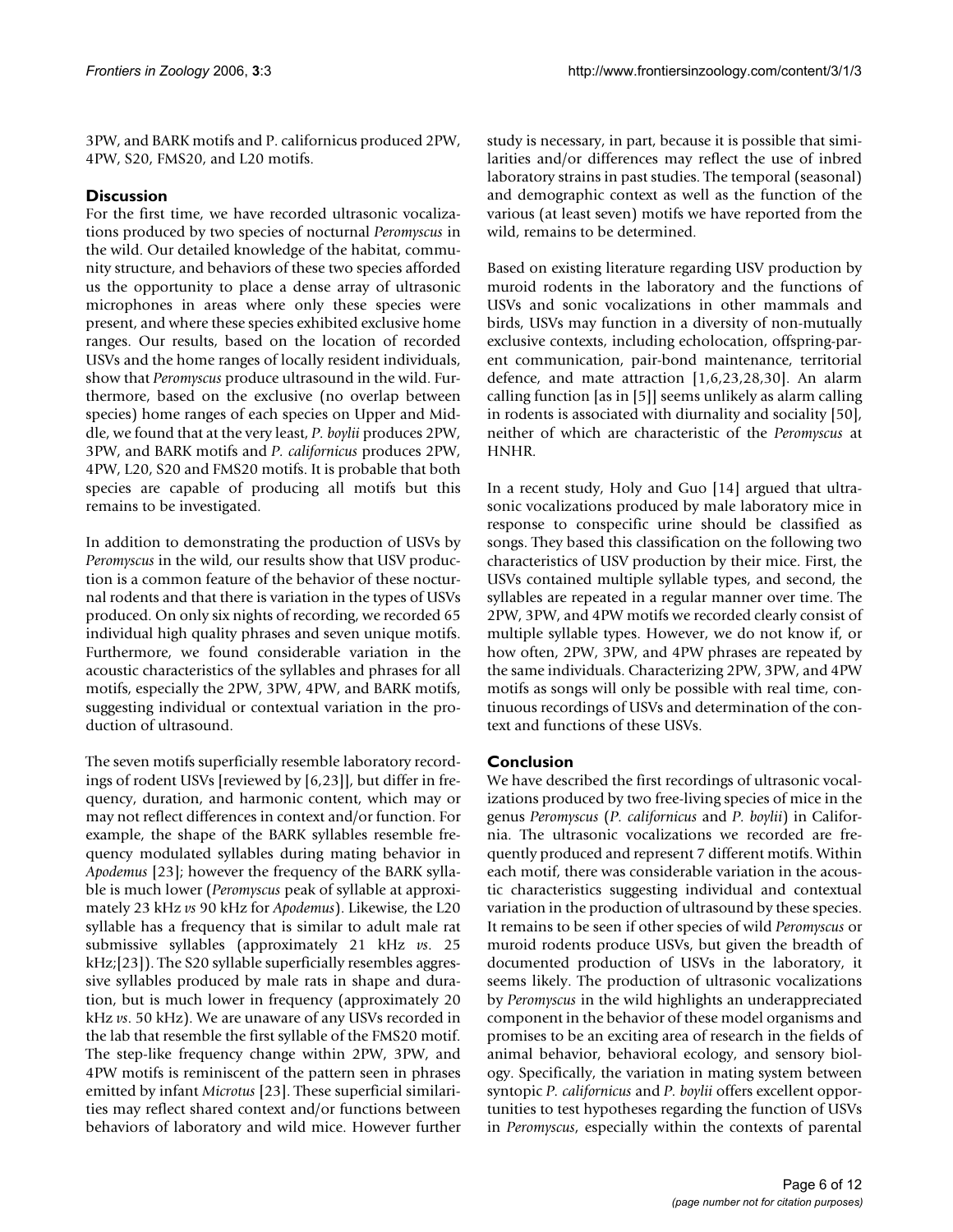3PW, and BARK motifs and P. californicus produced 2PW, 4PW, S20, FMS20, and L20 motifs.

## Discussion

For the first time, we have recorded ultrasonic vocalizations produced by two species of nocturnal *Peromyscus* in the wild. Our detailed knowledge of the habitat, community structure, and behaviors of these two species afforded us the opportunity to place a dense array of ultrasonic microphones in areas where only these species were present, and where these species exhibited exclusive home ranges. Our results, based on the location of recorded USVs and the home ranges of locally resident individuals, show that *Peromyscus* produce ultrasound in the wild. Furthermore, based on the exclusive (no overlap between species) home ranges of each species on Upper and Middle, we found that at the very least, *P. boylii* produces 2PW, 3PW, and BARK motifs and *P. californicus* produces 2PW, 4PW, L20, S20 and FMS20 motifs. It is probable that both species are capable of producing all motifs but this remains to be investigated.

In addition to demonstrating the production of USVs by *Peromyscus* in the wild, our results show that USV production is a common feature of the behavior of these nocturnal rodents and that there is variation in the types of USVs produced. On only six nights of recording, we recorded 65 individual high quality phrases and seven unique motifs. Furthermore, we found considerable variation in the acoustic characteristics of the syllables and phrases for all motifs, especially the 2PW, 3PW, 4PW, and BARK motifs, suggesting individual or contextual variation in the production of ultrasound.

The seven motifs superficially resemble laboratory recordings of rodent USVs [reviewed by [6,23]], but differ in frequency, duration, and harmonic content, which may or may not reflect differences in context and/or function. For example, the shape of the BARK syllables resemble frequency modulated syllables during mating behavior in *Apodemus* [23]; however the frequency of the BARK syllable is much lower (*Peromyscus* peak of syllable at approximately 23 kHz *vs* 90 kHz for *Apodemus*). Likewise, the L20 syllable has a frequency that is similar to adult male rat submissive syllables (approximately 21 kHz *vs*. 25 kHz;[23]). The S20 syllable superficially resembles aggressive syllables produced by male rats in shape and duration, but is much lower in frequency (approximately 20 kHz *vs*. 50 kHz). We are unaware of any USVs recorded in the lab that resemble the first syllable of the FMS20 motif. The step-like frequency change within 2PW, 3PW, and 4PW motifs is reminiscent of the pattern seen in phrases emitted by infant *Microtus* [23]. These superficial similarities may reflect shared context and/or functions between behaviors of laboratory and wild mice. However further study is necessary, in part, because it is possible that similarities and/or differences may reflect the use of inbred laboratory strains in past studies. The temporal (seasonal) and demographic context as well as the function of the various (at least seven) motifs we have reported from the wild, remains to be determined.

Based on existing literature regarding USV production by muroid rodents in the laboratory and the functions of USVs and sonic vocalizations in other mammals and birds, USVs may function in a diversity of non-mutually exclusive contexts, including echolocation, offspring-parent communication, pair-bond maintenance, territorial defence, and mate attraction [1,6,23,28,30]. An alarm calling function [as in [5]] seems unlikely as alarm calling in rodents is associated with diurnality and sociality [50], neither of which are characteristic of the *Peromyscus* at HNHR.

In a recent study, Holy and Guo [14] argued that ultrasonic vocalizations produced by male laboratory mice in response to conspecific urine should be classified as songs. They based this classification on the following two characteristics of USV production by their mice. First, the USVs contained multiple syllable types, and second, the syllables are repeated in a regular manner over time. The 2PW, 3PW, and 4PW motifs we recorded clearly consist of multiple syllable types. However, we do not know if, or how often, 2PW, 3PW, and 4PW phrases are repeated by the same individuals. Characterizing 2PW, 3PW, and 4PW motifs as songs will only be possible with real time, continuous recordings of USVs and determination of the context and functions of these USVs.

## Conclusion

We have described the first recordings of ultrasonic vocalizations produced by two free-living species of mice in the genus *Peromyscus* (*P. californicus* and *P. boylii*) in California. The ultrasonic vocalizations we recorded are frequently produced and represent 7 different motifs. Within each motif, there was considerable variation in the acoustic characteristics suggesting individual and contextual variation in the production of ultrasound by these species. It remains to be seen if other species of wild *Peromyscus* or muroid rodents produce USVs, but given the breadth of documented production of USVs in the laboratory, it seems likely. The production of ultrasonic vocalizations by *Peromyscus* in the wild highlights an underappreciated component in the behavior of these model organisms and promises to be an exciting area of research in the fields of animal behavior, behavioral ecology, and sensory biology. Specifically, the variation in mating system between syntopic *P. californicus* and *P. boylii* offers excellent opportunities to test hypotheses regarding the function of USVs in *Peromyscus*, especially within the contexts of parental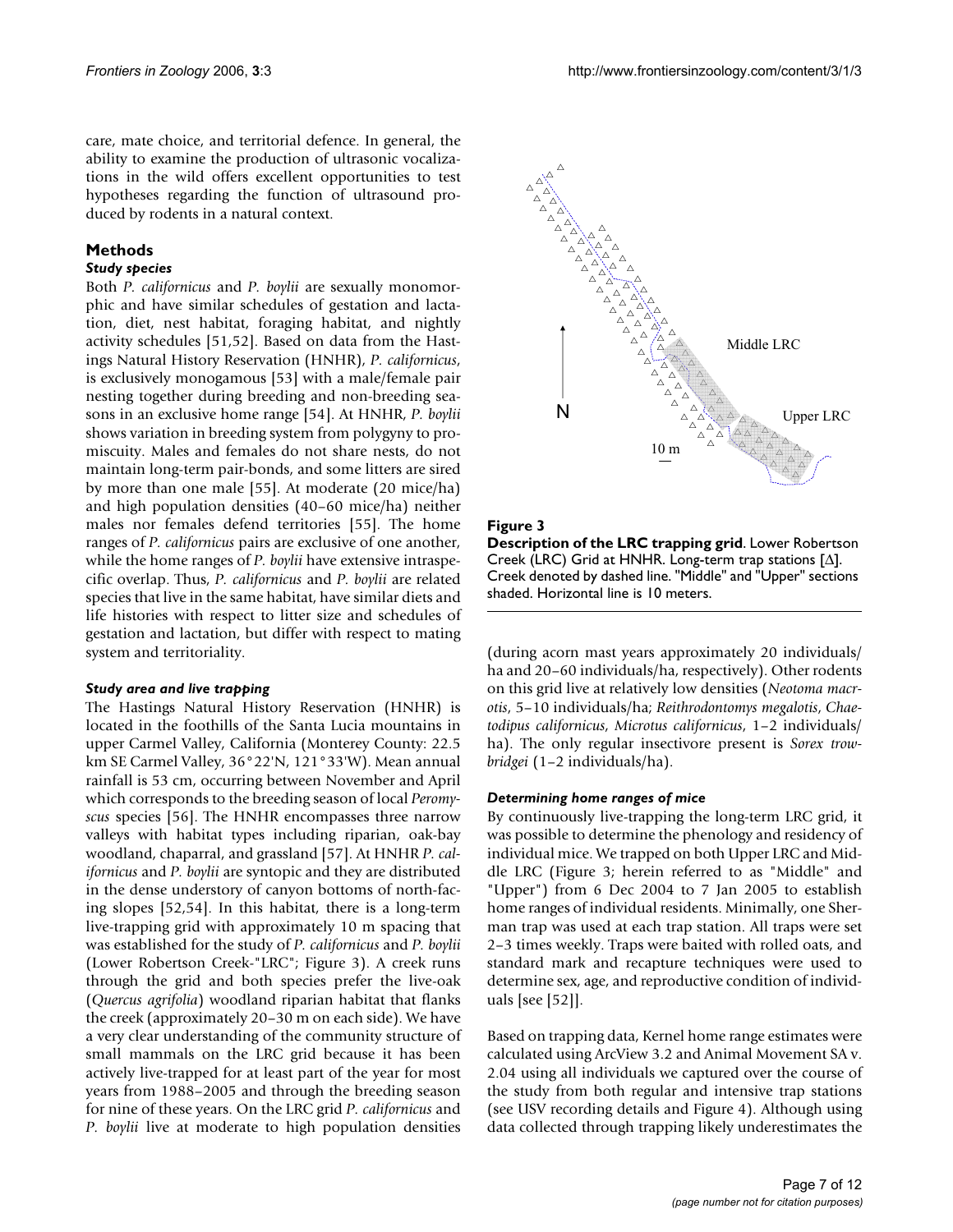care, mate choice, and territorial defence. In general, the ability to examine the production of ultrasonic vocalizations in the wild offers excellent opportunities to test hypotheses regarding the function of ultrasound produced by rodents in a natural context.

## Methods

### *Study species*

Both *P. californicus* and *P. boylii* are sexually monomorphic and have similar schedules of gestation and lactation, diet, nest habitat, foraging habitat, and nightly activity schedules [51,52]. Based on data from the Hastings Natural History Reservation (HNHR), *P. californicus*, is exclusively monogamous [53] with a male/female pair nesting together during breeding and non-breeding seasons in an exclusive home range [54]. At HNHR, *P. boylii* shows variation in breeding system from polygyny to promiscuity. Males and females do not share nests, do not maintain long-term pair-bonds, and some litters are sired by more than one male [55]. At moderate (20 mice/ha) and high population densities (40–60 mice/ha) neither males nor females defend territories [55]. The home ranges of *P. californicus* pairs are exclusive of one another, while the home ranges of *P. boylii* have extensive intraspecific overlap. Thus, *P. californicus* and *P. boylii* are related species that live in the same habitat, have similar diets and life histories with respect to litter size and schedules of gestation and lactation, but differ with respect to mating system and territoriality.

### *Study area and live trapping*

The Hastings Natural History Reservation (HNHR) is located in the foothills of the Santa Lucia mountains in upper Carmel Valley, California (Monterey County: 22.5 km SE Carmel Valley, 36°22'N, 121°33'W). Mean annual rainfall is 53 cm, occurring between November and April which corresponds to the breeding season of local *Peromyscus* species [56]. The HNHR encompasses three narrow valleys with habitat types including riparian, oak-bay woodland, chaparral, and grassland [57]. At HNHR *P. californicus* and *P. boylii* are syntopic and they are distributed in the dense understory of canyon bottoms of north-facing slopes [52,54]. In this habitat, there is a long-term live-trapping grid with approximately 10 m spacing that was established for the study of *P. californicus* and *P. boylii* (Lower Robertson Creek-"LRC"; Figure 3). A creek runs through the grid and both species prefer the live-oak (*Quercus agrifolia*) woodland riparian habitat that flanks the creek (approximately 20–30 m on each side). We have a very clear understanding of the community structure of small mammals on the LRC grid because it has been actively live-trapped for at least part of the year for most years from 1988–2005 and through the breeding season for nine of these years. On the LRC grid *P. californicus* and *P. boylii* live at moderate to high population densities (during acorn mast years approximately 20 individuals/ha and 20–60 individuals/ha, respectively). Other rodents on this grid live at relatively low densities (*Neotoma macrotis*, 5–10 individuals/ha; *Reithrodontomys megalotis*, *Chaetodipus californicus*, *Microtus californicus*, 1–2 individuals/ha). The only regular insectivore present is *Sorex trowbridgei* (1–2 individuals/ha).

**Figure 3**

**Description of the LRC trapping grid**. Lower Robertson Creek (LRC) Grid at HNHR. Long-term trap stations [Δ]. Creek denoted by dashed line. "Middle" and "Upper" sections shaded. Horizontal line is 10 meters.

### *Determining home ranges of mice*

By continuously live-trapping the long-term LRC grid, it was possible to determine the phenology and residency of individual mice. We trapped on both Upper LRC and Middle LRC (Figure 3; herein referred to as "Middle" and "Upper") from 6 Dec 2004 to 7 Jan 2005 to establish home ranges of individual residents. Minimally, one Sherman trap was used at each trap station. All traps were set 2–3 times weekly. Traps were baited with rolled oats, and standard mark and recapture techniques were used to determine sex, age, and reproductive condition of individuals [see [52]].

Based on trapping data, Kernel home range estimates were calculated using ArcView 3.2 and Animal Movement SA v. 2.04 using all individuals we captured over the course of the study from both regular and intensive trap stations (see USV recording details and Figure 4). Although using data collected through trapping likely underestimates the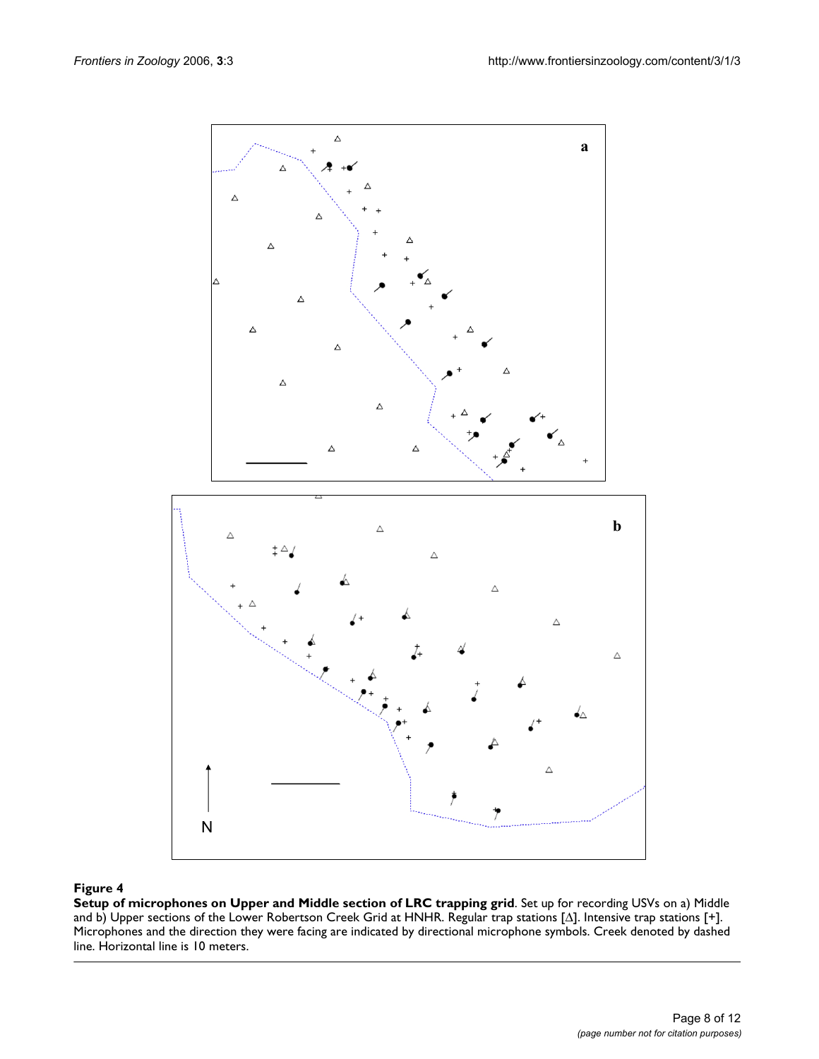**Figure 4**

**Setup of microphones on Upper and Middle section of LRC trapping grid**. Set up for recording USVs on a) Middle and b) Upper sections of the Lower Robertson Creek Grid at HNHR. Regular trap stations [Δ]. Intensive trap stations [+]. Microphones and the direction they were facing are indicated by directional microphone symbols. Creek denoted by dashed line. Horizontal line is 10 meters.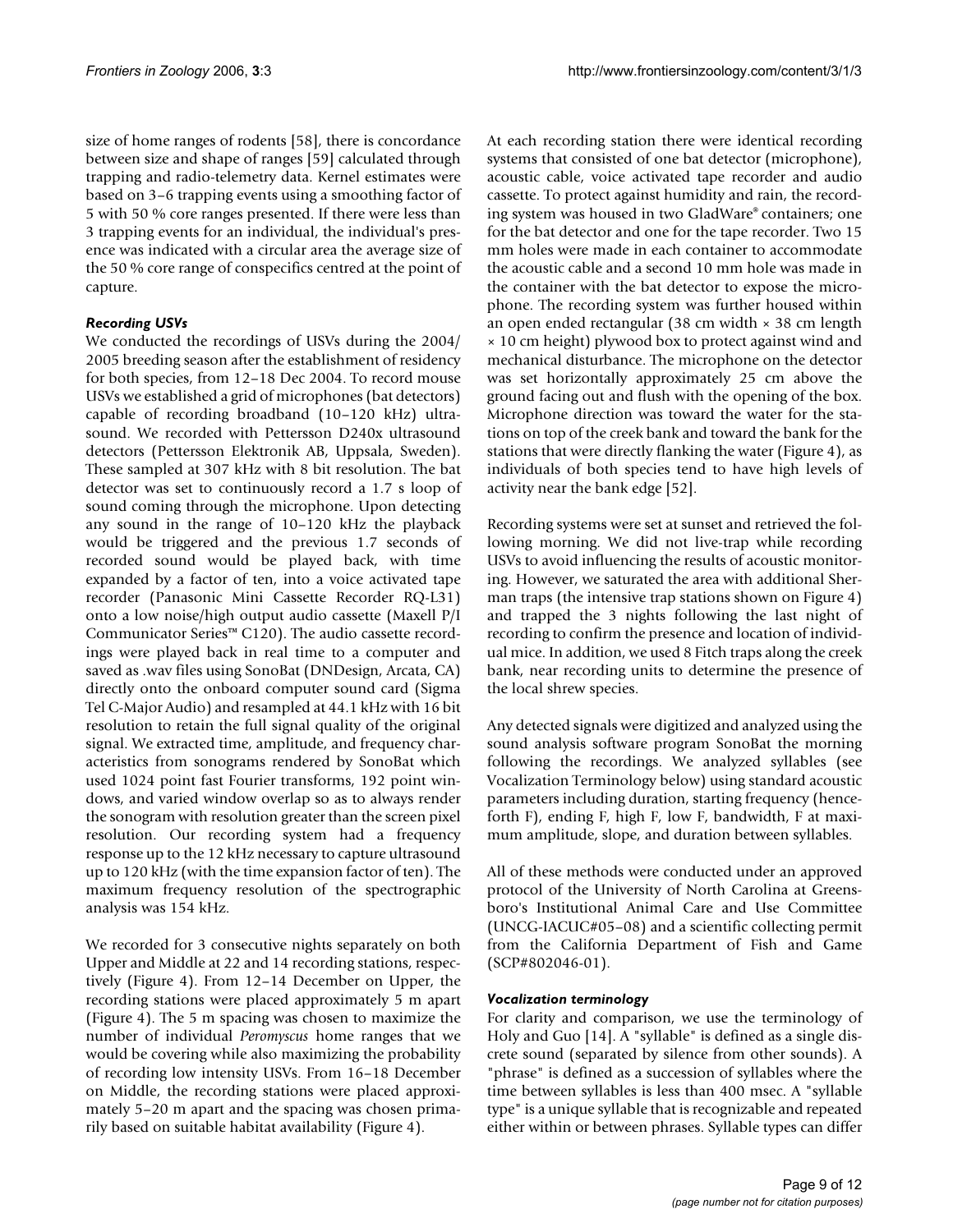size of home ranges of rodents [58], there is concordance between size and shape of ranges [59] calculated through trapping and radio-telemetry data. Kernel estimates were based on 3–6 trapping events using a smoothing factor of 5 with 50 % core ranges presented. If there were less than 3 trapping events for an individual, the individual's presence was indicated with a circular area the average size of the 50 % core range of conspecifics centred at the point of capture.

### *Recording USVs*

We conducted the recordings of USVs during the 2004/2005 breeding season after the establishment of residency for both species, from 12–18 Dec 2004. To record mouse USVs we established a grid of microphones (bat detectors) capable of recording broadband (10–120 kHz) ultrasound. We recorded with Pettersson D240x ultrasound detectors (Pettersson Elektronik AB, Uppsala, Sweden). These sampled at 307 kHz with 8 bit resolution. The bat detector was set to continuously record a 1.7 s loop of sound coming through the microphone. Upon detecting any sound in the range of 10–120 kHz the playback would be triggered and the previous 1.7 seconds of recorded sound would be played back, with time expanded by a factor of ten, into a voice activated tape recorder (Panasonic Mini Cassette Recorder RQ-L31) onto a low noise/high output audio cassette (Maxell P/I Communicator Series™ C120). The audio cassette recordings were played back in real time to a computer and saved as .wav files using SonoBat (DNDesign, Arcata, CA) directly onto the onboard computer sound card (Sigma Tel C-Major Audio) and resampled at 44.1 kHz with 16 bit resolution to retain the full signal quality of the original signal. We extracted time, amplitude, and frequency characteristics from sonograms rendered by SonoBat which used 1024 point fast Fourier transforms, 192 point windows, and varied window overlap so as to always render the sonogram with resolution greater than the screen pixel resolution. Our recording system had a frequency response up to the 12 kHz necessary to capture ultrasound up to 120 kHz (with the time expansion factor of ten). The maximum frequency resolution of the spectrographic analysis was 154 kHz.

We recorded for 3 consecutive nights separately on both Upper and Middle at 22 and 14 recording stations, respectively (Figure 4). From 12–14 December on Upper, the recording stations were placed approximately 5 m apart (Figure 4). The 5 m spacing was chosen to maximize the number of individual *Peromyscus* home ranges that we would be covering while also maximizing the probability of recording low intensity USVs. From 16–18 December on Middle, the recording stations were placed approximately 5–20 m apart and the spacing was chosen primarily based on suitable habitat availability (Figure 4).

At each recording station there were identical recording systems that consisted of one bat detector (microphone), acoustic cable, voice activated tape recorder and audio cassette. To protect against humidity and rain, the recording system was housed in two GladWare® containers; one for the bat detector and one for the tape recorder. Two 15 mm holes were made in each container to accommodate the acoustic cable and a second 10 mm hole was made in the container with the bat detector to expose the microphone. The recording system was further housed within an open ended rectangular (38 cm width × 38 cm length × 10 cm height) plywood box to protect against wind and mechanical disturbance. The microphone on the detector was set horizontally approximately 25 cm above the ground facing out and flush with the opening of the box. Microphone direction was toward the water for the stations on top of the creek bank and toward the bank for the stations that were directly flanking the water (Figure 4), as individuals of both species tend to have high levels of activity near the bank edge [52].

Recording systems were set at sunset and retrieved the following morning. We did not live-trap while recording USVs to avoid influencing the results of acoustic monitoring. However, we saturated the area with additional Sherman traps (the intensive trap stations shown on Figure 4) and trapped the 3 nights following the last night of recording to confirm the presence and location of individual mice. In addition, we used 8 Fitch traps along the creek bank, near recording units to determine the presence of the local shrew species.

Any detected signals were digitized and analyzed using the sound analysis software program SonoBat the morning following the recordings. We analyzed syllables (see Vocalization Terminology below) using standard acoustic parameters including duration, starting frequency (henceforth F), ending F, high F, low F, bandwidth, F at maximum amplitude, slope, and duration between syllables.

All of these methods were conducted under an approved protocol of the University of North Carolina at Greensboro's Institutional Animal Care and Use Committee (UNCG-IACUC#05–08) and a scientific collecting permit from the California Department of Fish and Game (SCP#802046-01).

### *Vocalization terminology*

For clarity and comparison, we use the terminology of Holy and Guo [14]. A "syllable" is defined as a single discrete sound (separated by silence from other sounds). A "phrase" is defined as a succession of syllables where the time between syllables is less than 400 msec. A "syllable type" is a unique syllable that is recognizable and repeated either within or between phrases. Syllable types can differ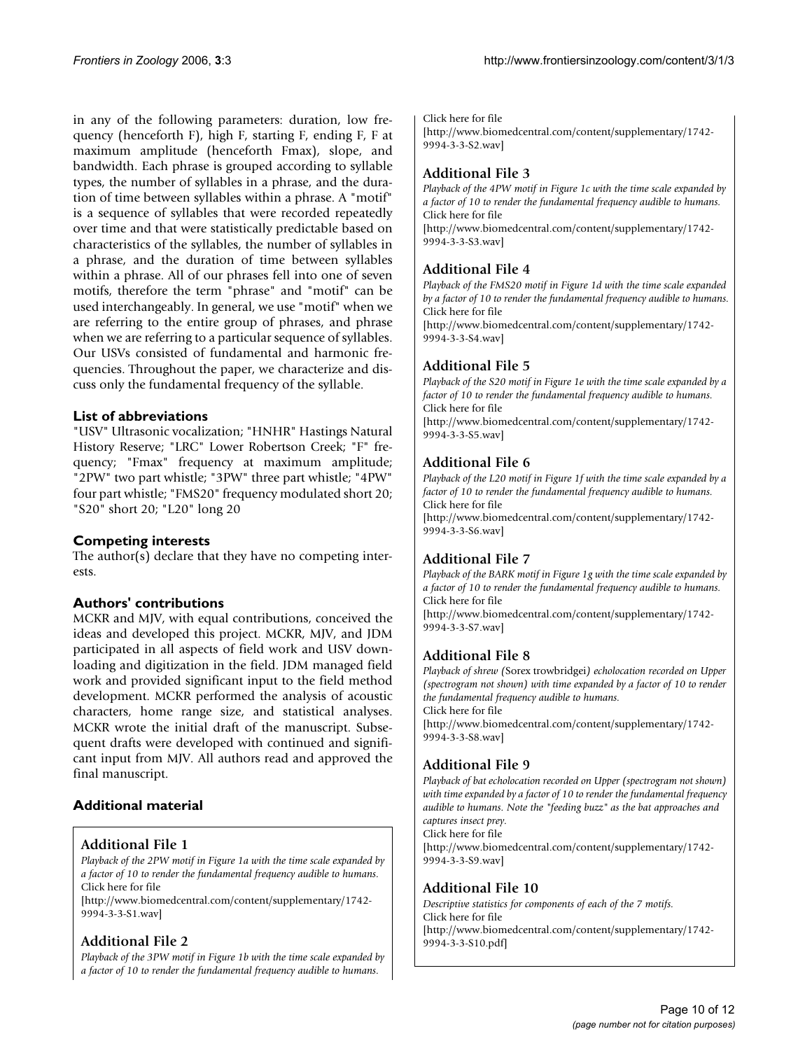in any of the following parameters: duration, low frequency (henceforth F), high F, starting F, ending F, F at maximum amplitude (henceforth Fmax), slope, and bandwidth. Each phrase is grouped according to syllable types, the number of syllables in a phrase, and the duration of time between syllables within a phrase. A "motif" is a sequence of syllables that were recorded repeatedly over time and that were statistically predictable based on characteristics of the syllables, the number of syllables in a phrase, and the duration of time between syllables within a phrase. All of our phrases fell into one of seven motifs, therefore the term "phrase" and "motif" can be used interchangeably. In general, we use "motif" when we are referring to the entire group of phrases, and phrase when we are referring to a particular sequence of syllables. Our USVs consisted of fundamental and harmonic frequencies. Throughout the paper, we characterize and discuss only the fundamental frequency of the syllable.

### List of abbreviations

"USV" Ultrasonic vocalization; "HNHR" Hastings Natural History Reserve; "LRC" Lower Robertson Creek; "F" frequency; "Fmax" frequency at maximum amplitude; "2PW" two part whistle; "3PW" three part whistle; "4PW" four part whistle; "FMS20" frequency modulated short 20; "S20" short 20; "L20" long 20

### Competing interests

The author(s) declare that they have no competing interests.

### Authors' contributions

MCKR and MJV, with equal contributions, conceived the ideas and developed this project. MCKR, MJV, and JDM participated in all aspects of field work and USV downloading and digitization in the field. JDM managed field work and provided significant input to the field method development. MCKR performed the analysis of acoustic characters, home range size, and statistical analyses. MCKR wrote the initial draft of the manuscript. Subsequent drafts were developed with continued and significant input from MJV. All authors read and approved the final manuscript.

## Additional material

### Additional File 1

*Playback of the 2PW motif in Figure 1a with the time scale expanded by a factor of 10 to render the fundamental frequency audible to humans.*
Click here for file
[http://www.biomedcentral.com/content/supplementary/1742-9994-3-3-S1.wav]

### Additional File 2

*Playback of the 3PW motif in Figure 1b with the time scale expanded by a factor of 10 to render the fundamental frequency audible to humans.*
Click here for file
[http://www.biomedcentral.com/content/supplementary/1742-9994-3-3-S2.wav]

### Additional File 3

*Playback of the 4PW motif in Figure 1c with the time scale expanded by a factor of 10 to render the fundamental frequency audible to humans.*
Click here for file
[http://www.biomedcentral.com/content/supplementary/1742-9994-3-3-S3.wav]

### Additional File 4

*Playback of the FMS20 motif in Figure 1d with the time scale expanded by a factor of 10 to render the fundamental frequency audible to humans.*
Click here for file
[http://www.biomedcentral.com/content/supplementary/1742-9994-3-3-S4.wav]

### Additional File 5

*Playback of the S20 motif in Figure 1e with the time scale expanded by a factor of 10 to render the fundamental frequency audible to humans.*
Click here for file
[http://www.biomedcentral.com/content/supplementary/1742-9994-3-3-S5.wav]

### Additional File 6

*Playback of the L20 motif in Figure 1f with the time scale expanded by a factor of 10 to render the fundamental frequency audible to humans.*
Click here for file
[http://www.biomedcentral.com/content/supplementary/1742-9994-3-3-S6.wav]

### Additional File 7

*Playback of the BARK motif in Figure 1g with the time scale expanded by a factor of 10 to render the fundamental frequency audible to humans.*
Click here for file
[http://www.biomedcentral.com/content/supplementary/1742-9994-3-3-S7.wav]

### Additional File 8

*Playback of shrew (*Sorex trowbridgei*) echolocation recorded on Upper (spectrogram not shown) with time expanded by a factor of 10 to render the fundamental frequency audible to humans.*
Click here for file
[http://www.biomedcentral.com/content/supplementary/1742-9994-3-3-S8.wav]

### Additional File 9

*Playback of bat echolocation recorded on Upper (spectrogram not shown) with time expanded by a factor of 10 to render the fundamental frequency audible to humans. Note the "feeding buzz" as the bat approaches and captures insect prey.*
Click here for file
[http://www.biomedcentral.com/content/supplementary/1742-9994-3-3-S9.wav]

### Additional File 10

*Descriptive statistics for components of each of the 7 motifs.*
Click here for file
[http://www.biomedcentral.com/content/supplementary/1742-9994-3-3-S10.pdf]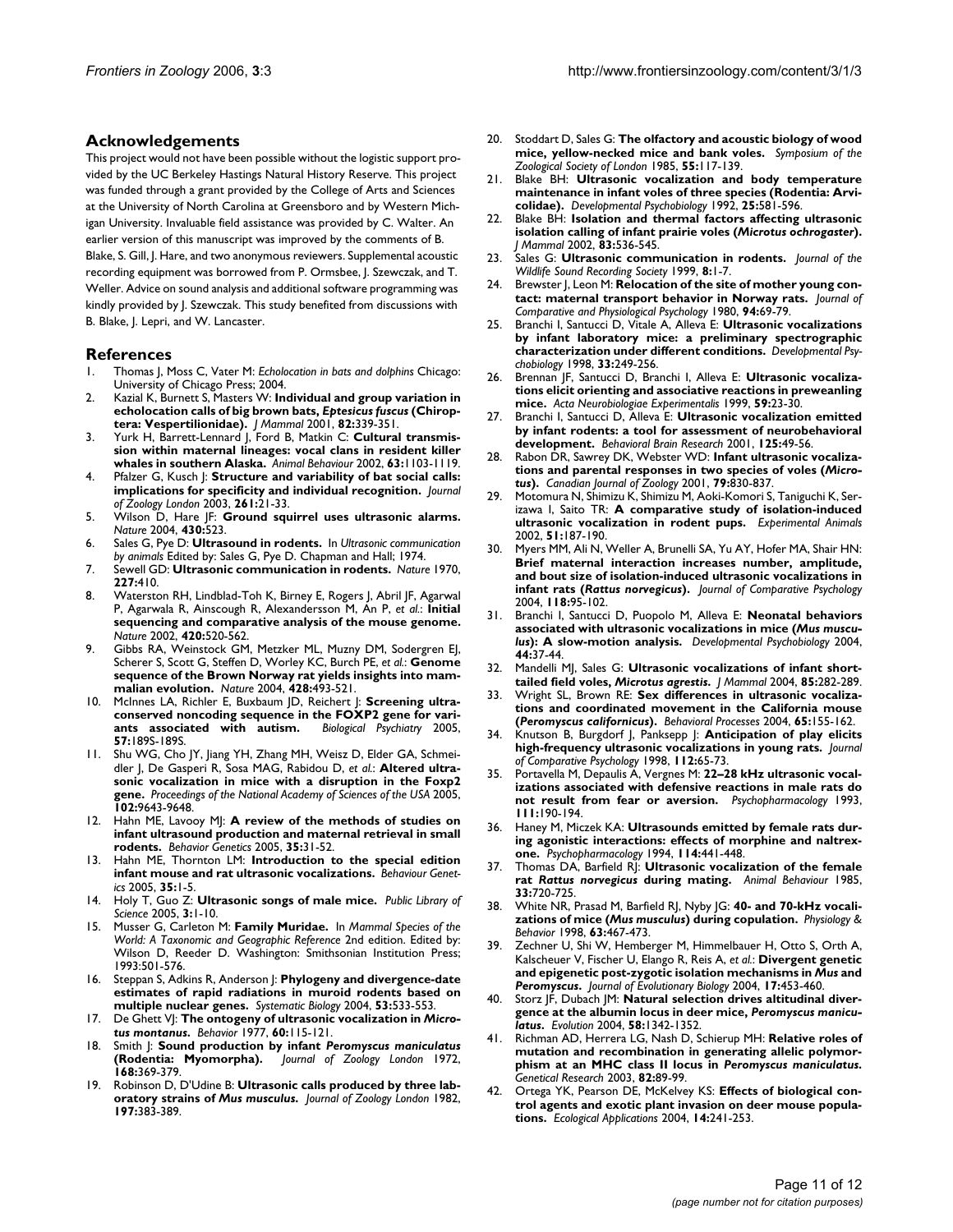## Acknowledgements

This project would not have been possible without the logistic support provided by the UC Berkeley Hastings Natural History Reserve. This project was funded through a grant provided by the College of Arts and Sciences at the University of North Carolina at Greensboro and by Western Michigan University. Invaluable field assistance was provided by C. Walter. An earlier version of this manuscript was improved by the comments of B. Blake, S. Gill, J. Hare, and two anonymous reviewers. Supplemental acoustic recording equipment was borrowed from P. Ormsbee, J. Szewczak, and T. Weller. Advice on sound analysis and additional software programming was kindly provided by J. Szewczak. This study benefited from discussions with B. Blake, J. Lepri, and W. Lancaster.

## References

1. Thomas J, Moss C, Vater M: *Echolocation in bats and dolphins* Chicago: University of Chicago Press; 2004.
2. Kazial K, Burnett S, Masters W: **Individual and group variation in echolocation calls of big brown bats, *Eptesicus fuscus* (Chiroptera: Vespertilionidae).** *J Mammal* 2001, **82:**339-351.
3. Yurk H, Barrett-Lennard J, Ford B, Matkin C: **Cultural transmission within maternal lineages: vocal clans in resident killer whales in southern Alaska.** *Animal Behaviour* 2002, **63:**1103-1119.
4. Pfalzer G, Kusch J: **Structure and variability of bat social calls: implications for specificity and individual recognition.** *Journal of Zoology London* 2003, **261:**21-33.
5. Wilson D, Hare JF: **Ground squirrel uses ultrasonic alarms.** *Nature* 2004, **430:**523.
6. Sales G, Pye D: **Ultrasound in rodents.** In *Ultrasonic communication by animals* Edited by: Sales G, Pye D. Chapman and Hall; 1974.
7. Sewell GD: **Ultrasonic communication in rodents.** *Nature* 1970, **227:**410.
8. Waterston RH, Lindblad-Toh K, Birney E, Rogers J, Abril JF, Agarwal P, Agarwala R, Ainscough R, Alexandersson M, An P, *et al.*: **Initial sequencing and comparative analysis of the mouse genome.** *Nature* 2002, **420:**520-562.
9. Gibbs RA, Weinstock GM, Metzker ML, Muzny DM, Sodergren EJ, Scherer S, Scott G, Steffen D, Worley KC, Burch PE, *et al.*: **Genome sequence of the Brown Norway rat yields insights into mammalian evolution.** *Nature* 2004, **428:**493-521.
10. McInnes LA, Richler E, Buxbaum JD, Reichert J: **Screening ultraconserved noncoding sequence in the FOXP2 gene for variants associated with autism.** *Biological Psychiatry* 2005, **57:**189S-189S.
11. Shu WG, Cho JY, Jiang YH, Zhang MH, Weisz D, Elder GA, Schmeidler J, De Gasperi R, Sosa MAG, Rabidou D, *et al.*: **Altered ultrasonic vocalization in mice with a disruption in the Foxp2 gene.** *Proceedings of the National Academy of Sciences of the USA* 2005, **102:**9643-9648.
12. Hahn ME, Lavooy MJ: **A review of the methods of studies on infant ultrasound production and maternal retrieval in small rodents.** *Behavior Genetics* 2005, **35:**31-52.
13. Hahn ME, Thornton LM: **Introduction to the special edition infant mouse and rat ultrasonic vocalizations.** *Behaviour Genetics* 2005, **35:**1-5.
14. Holy T, Guo Z: **Ultrasonic songs of male mice.** *Public Library of Science* 2005, **3:**1-10.
15. Musser G, Carleton M: **Family Muridae.** In *Mammal Species of the World: A Taxonomic and Geographic Reference* 2nd edition. Edited by: Wilson D, Reeder D. Washington: Smithsonian Institution Press; 1993:501-576.
16. Steppan S, Adkins R, Anderson J: **Phylogeny and divergence-date estimates of rapid radiations in muroid rodents based on multiple nuclear genes.** *Systematic Biology* 2004, **53:**533-553.
17. De Ghett VJ: **The ontogeny of ultrasonic vocalization in *Microtus montanus*.** *Behavior* 1977, **60:**115-121.
18. Smith J: **Sound production by infant *Peromyscus maniculatus* (Rodentia: Myomorpha).** *Journal of Zoology London* 1972, **168:**369-379.
19. Robinson D, D'Udine B: **Ultrasonic calls produced by three laboratory strains of *Mus musculus*.** *Journal of Zoology London* 1982, **197:**383-389.
20. Stoddart D, Sales G: **The olfactory and acoustic biology of wood mice, yellow-necked mice and bank voles.** *Symposium of the Zoological Society of London* 1985, **55:**117-139.
21. Blake BH: **Ultrasonic vocalization and body temperature maintenance in infant voles of three species (Rodentia: Arvicolidae).** *Developmental Psychobiology* 1992, **25:**581-596.
22. Blake BH: **Isolation and thermal factors affecting ultrasonic isolation calling of infant prairie voles (*Microtus ochrogaster*).** *J Mammal* 2002, **83:**536-545.
23. Sales G: **Ultrasonic communication in rodents.** *Journal of the Wildlife Sound Recording Society* 1999, **8:**1-7.
24. Brewster J, Leon M: **Relocation of the site of mother young contact: maternal transport behavior in Norway rats.** *Journal of Comparative and Physiological Psychology* 1980, **94:**69-79.
25. Branchi I, Santucci D, Vitale A, Alleva E: **Ultrasonic vocalizations by infant laboratory mice: a preliminary spectrographic characterization under different conditions.** *Developmental Psychobiology* 1998, **33:**249-256.
26. Brennan JF, Santucci D, Branchi I, Alleva E: **Ultrasonic vocalizations elicit orienting and associative reactions in preweanling mice.** *Acta Neurobiologiae Experimentalis* 1999, **59:**23-30.
27. Branchi I, Santucci D, Alleva E: **Ultrasonic vocalization emitted by infant rodents: a tool for assessment of neurobehavioral development.** *Behavioral Brain Research* 2001, **125:**49-56.
28. Rabon DR, Sawrey DK, Webster WD: **Infant ultrasonic vocalizations and parental responses in two species of voles (*Microtus*).** *Canadian Journal of Zoology* 2001, **79:**830-837.
29. Motomura N, Shimizu K, Shimizu M, Aoki-Komori S, Taniguchi K, Serizawa I, Saito TR: **A comparative study of isolation-induced ultrasonic vocalization in rodent pups.** *Experimental Animals* 2002, **51:**187-190.
30. Myers MM, Ali N, Weller A, Brunelli SA, Yu AY, Hofer MA, Shair HN: **Brief maternal interaction increases number, amplitude, and bout size of isolation-induced ultrasonic vocalizations in infant rats (*Rattus norvegicus*).** *Journal of Comparative Psychology* 2004, **118:**95-102.
31. Branchi I, Santucci D, Puopolo M, Alleva E: **Neonatal behaviors associated with ultrasonic vocalizations in mice (*Mus musculus*): A slow-motion analysis.** *Developmental Psychobiology* 2004, **44:**37-44.
32. Mandelli MJ, Sales G: **Ultrasonic vocalizations of infant short-tailed field voles, *Microtus agrestis*.** *J Mammal* 2004, **85:**282-289.
33. Wright SL, Brown RE: **Sex differences in ultrasonic vocalizations and coordinated movement in the California mouse (*Peromyscus californicus*).** *Behavioral Processes* 2004, **65:**155-162.
34. Knutson B, Burgdorf J, Panksepp J: **Anticipation of play elicits high-frequency ultrasonic vocalizations in young rats.** *Journal of Comparative Psychology* 1998, **112:**65-73.
35. Portavella M, Depaulis A, Vergnes M: **22–28 kHz ultrasonic vocalizations associated with defensive reactions in male rats do not result from fear or aversion.** *Psychopharmacology* 1993, **111:**190-194.
36. Haney M, Miczek KA: **Ultrasounds emitted by female rats during agonistic interactions: effects of morphine and naltrexone.** *Psychopharmacology* 1994, **114:**441-448.
37. Thomas DA, Barfield RJ: **Ultrasonic vocalization of the female rat *Rattus norvegicus* during mating.** *Animal Behaviour* 1985, **33:**720-725.
38. White NR, Prasad M, Barfield RJ, Nyby JG: **40- and 70-kHz vocalizations of mice (*Mus musculus*) during copulation.** *Physiology & Behavior* 1998, **63:**467-473.
39. Zechner U, Shi W, Hemberger M, Himmelbauer H, Otto S, Orth A, Kalscheuer V, Fischer U, Elango R, Reis A, *et al.*: **Divergent genetic and epigenetic post-zygotic isolation mechanisms in *Mus* and *Peromyscus*.** *Journal of Evolutionary Biology* 2004, **17:**453-460.
40. Storz JF, Dubach JM: **Natural selection drives altitudinal divergence at the albumin locus in deer mice, *Peromyscus maniculatus*.** *Evolution* 2004, **58:**1342-1352.
41. Richman AD, Herrera LG, Nash D, Schierup MH: **Relative roles of mutation and recombination in generating allelic polymorphism at an MHC class II locus in *Peromyscus maniculatus*.** *Genetical Research* 2003, **82:**89-99.
42. Ortega YK, Pearson DE, McKelvey KS: **Effects of biological control agents and exotic plant invasion on deer mouse populations.** *Ecological Applications* 2004, **14:**241-253.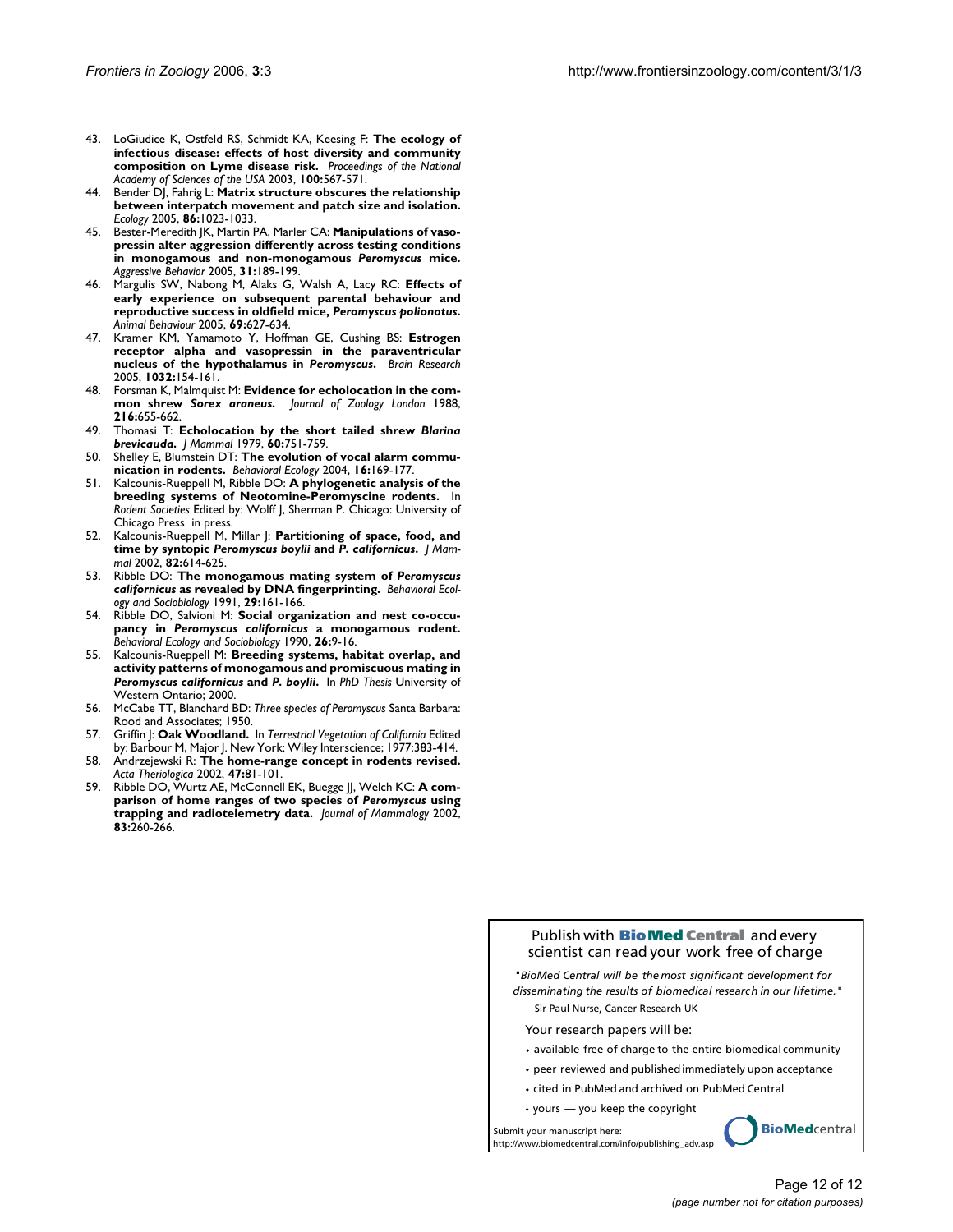43. LoGiudice K, Ostfeld RS, Schmidt KA, Keesing F: **The ecology of infectious disease: effects of host diversity and community composition on Lyme disease risk.** *Proceedings of the National Academy of Sciences of the USA* 2003, **100:**567-571.
44. Bender DJ, Fahrig L: **Matrix structure obscures the relationship between interpatch movement and patch size and isolation.** *Ecology* 2005, **86:**1023-1033.
45. Bester-Meredith JK, Martin PA, Marler CA: **Manipulations of vasopressin alter aggression differently across testing conditions in monogamous and non-monogamous *Peromyscus* mice.** *Aggressive Behavior* 2005, **31:**189-199.
46. Margulis SW, Nabong M, Alaks G, Walsh A, Lacy RC: **Effects of early experience on subsequent parental behaviour and reproductive success in oldfield mice, *Peromyscus polionotus*.** *Animal Behaviour* 2005, **69:**627-634.
47. Kramer KM, Yamamoto Y, Hoffman GE, Cushing BS: **Estrogen receptor alpha and vasopressin in the paraventricular nucleus of the hypothalamus in *Peromyscus*.** *Brain Research* 2005, **1032:**154-161.
48. Forsman K, Malmquist M: **Evidence for echolocation in the common shrew *Sorex araneus*.** *Journal of Zoology London* 1988, **216:**655-662.
49. Thomasi T: **Echolocation by the short tailed shrew *Blarina brevicauda*.** *J Mammal* 1979, **60:**751-759.
50. Shelley E, Blumstein DT: **The evolution of vocal alarm communication in rodents.** *Behavioral Ecology* 2004, **16:**169-177.
51. Kalcounis-Rueppell M, Ribble DO: **A phylogenetic analysis of the breeding systems of Neotomine-Peromyscine rodents.** In *Rodent Societies* Edited by: Wolff J, Sherman P. Chicago: University of Chicago Press in press.
52. Kalcounis-Rueppell M, Millar J: **Partitioning of space, food, and time by syntopic *Peromyscus boylii* and *P. californicus*.** *J Mammal* 2002, **82:**614-625.
53. Ribble DO: **The monogamous mating system of *Peromyscus californicus* as revealed by DNA fingerprinting.** *Behavioral Ecology and Sociobiology* 1991, **29:**161-166.
54. Ribble DO, Salvioni M: **Social organization and nest co-occupancy in *Peromyscus californicus* a monogamous rodent.** *Behavioral Ecology and Sociobiology* 1990, **26:**9-16.
55. Kalcounis-Rueppell M: **Breeding systems, habitat overlap, and activity patterns of monogamous and promiscuous mating in *Peromyscus californicus* and *P. boylii*.** In *PhD Thesis* University of Western Ontario; 2000.
56. McCabe TT, Blanchard BD: *Three species of Peromyscus* Santa Barbara: Rood and Associates; 1950.
57. Griffin J: **Oak Woodland.** In *Terrestrial Vegetation of California* Edited by: Barbour M, Major J. New York: Wiley Interscience; 1977:383-414.
58. Andrzejewski R: **The home-range concept in rodents revised.** *Acta Theriologica* 2002, **47:**81-101.
59. Ribble DO, Wurtz AE, McConnell EK, Buegge JJ, Welch KC: **A comparison of home ranges of two species of *Peromyscus* using trapping and radiotelemetry data.** *Journal of Mammalogy* 2002, **83:**260-266.

Publish with **BioMed Central** and every scientist can read your work free of charge

*"BioMed Central will be the most significant development for disseminating the results of biomedical research in our lifetime."*
Sir Paul Nurse, Cancer Research UK

Your research papers will be:

- available free of charge to the entire biomedical community
- peer reviewed and published immediately upon acceptance
- cited in PubMed and archived on PubMed Central
- yours — you keep the copyright

Submit your manuscript here:
http://www.biomedcentral.com/info/publishing_adv.asp

BioMedcentral